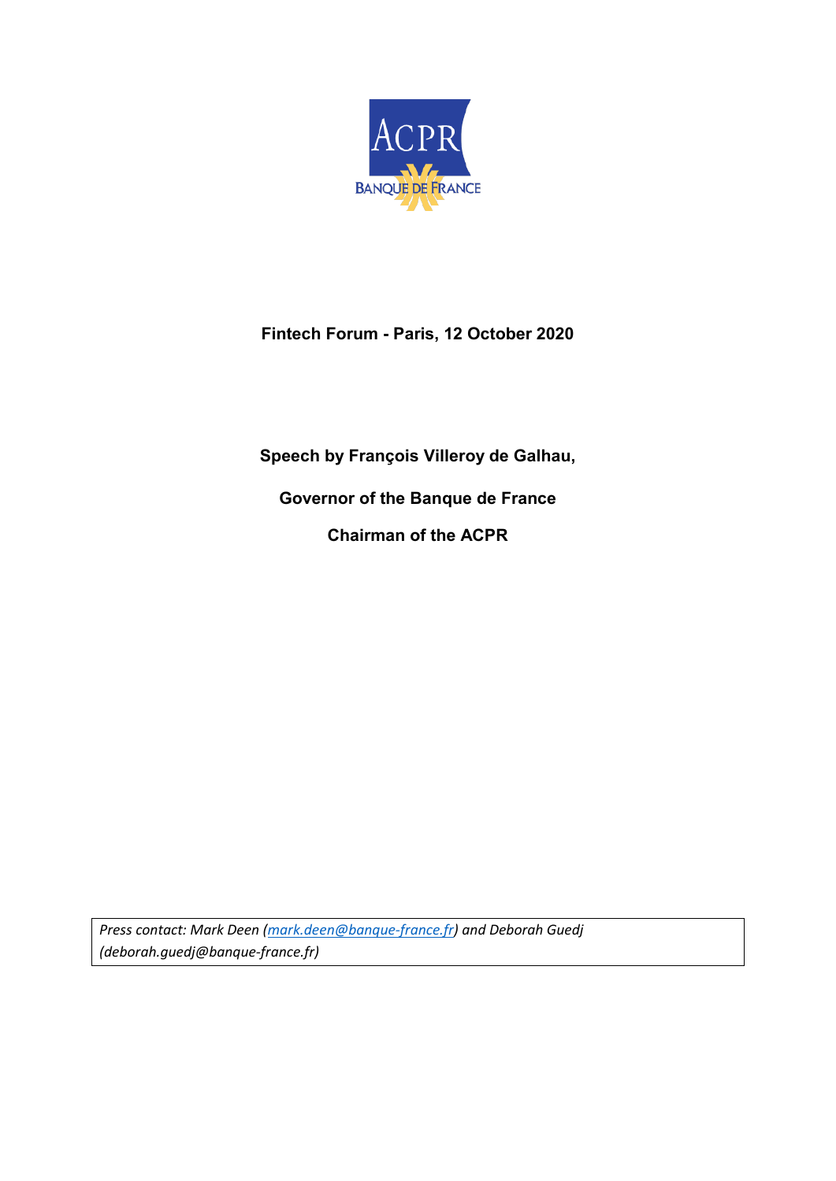ACPR

BANQUE DE FRANCE

**Fintech Forum - Paris, 12 October 2020**

**Speech by François Villeroy de Galhau,**

**Governor of the Banque de France**

**Chairman of the ACPR**

*Press contact: Mark Deen (mark.deen@banque-france.fr) and Deborah Guedj (deborah.guedj@banque-france.fr)*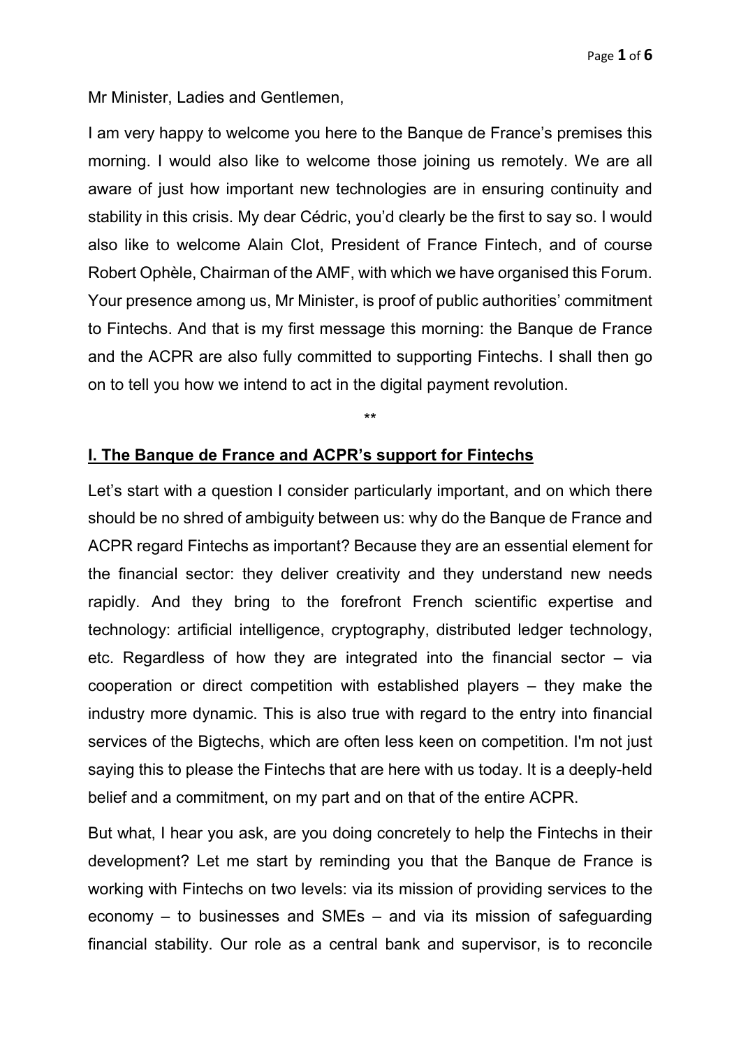Mr Minister, Ladies and Gentlemen,

I am very happy to welcome you here to the Banque de France's premises this morning. I would also like to welcome those joining us remotely. We are all aware of just how important new technologies are in ensuring continuity and stability in this crisis. My dear Cédric, you'd clearly be the first to say so. I would also like to welcome Alain Clot, President of France Fintech, and of course Robert Ophèle, Chairman of the AMF, with which we have organised this Forum. Your presence among us, Mr Minister, is proof of public authorities' commitment to Fintechs. And that is my first message this morning: the Banque de France and the ACPR are also fully committed to supporting Fintechs. I shall then go on to tell you how we intend to act in the digital payment revolution.

\*\*

## I. The Banque de France and ACPR's support for Fintechs

Let's start with a question I consider particularly important, and on which there should be no shred of ambiguity between us: why do the Banque de France and ACPR regard Fintechs as important? Because they are an essential element for the financial sector: they deliver creativity and they understand new needs rapidly. And they bring to the forefront French scientific expertise and technology: artificial intelligence, cryptography, distributed ledger technology, etc. Regardless of how they are integrated into the financial sector – via cooperation or direct competition with established players – they make the industry more dynamic. This is also true with regard to the entry into financial services of the Bigtechs, which are often less keen on competition. I'm not just saying this to please the Fintechs that are here with us today. It is a deeply-held belief and a commitment, on my part and on that of the entire ACPR.

But what, I hear you ask, are you doing concretely to help the Fintechs in their development? Let me start by reminding you that the Banque de France is working with Fintechs on two levels: via its mission of providing services to the economy – to businesses and SMEs – and via its mission of safeguarding financial stability. Our role as a central bank and supervisor, is to reconcile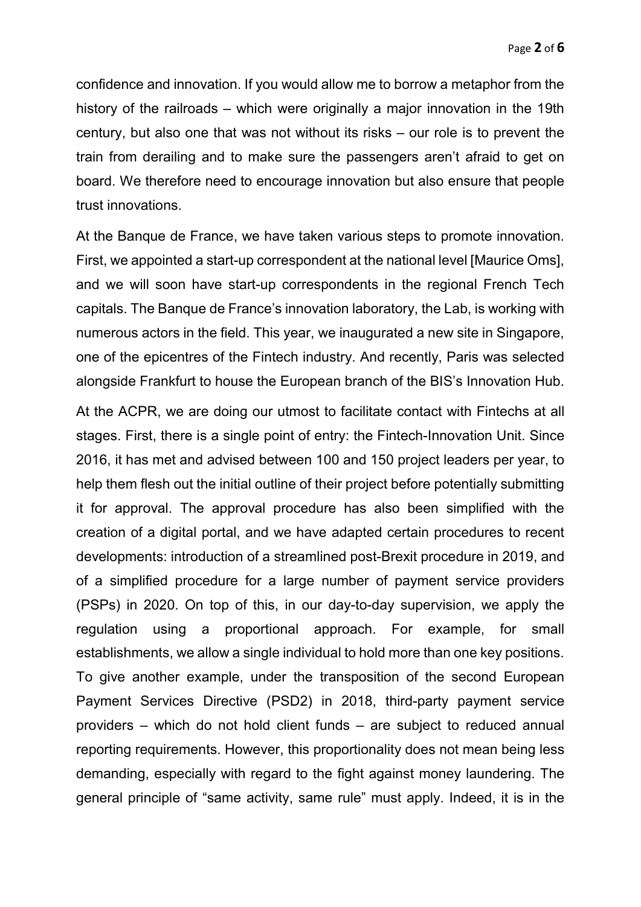confidence and innovation. If you would allow me to borrow a metaphor from the history of the railroads – which were originally a major innovation in the 19th century, but also one that was not without its risks – our role is to prevent the train from derailing and to make sure the passengers aren't afraid to get on board. We therefore need to encourage innovation but also ensure that people trust innovations.

At the Banque de France, we have taken various steps to promote innovation. First, we appointed a start-up correspondent at the national level [Maurice Oms], and we will soon have start-up correspondents in the regional French Tech capitals. The Banque de France's innovation laboratory, the Lab, is working with numerous actors in the field. This year, we inaugurated a new site in Singapore, one of the epicentres of the Fintech industry. And recently, Paris was selected alongside Frankfurt to house the European branch of the BIS's Innovation Hub.

At the ACPR, we are doing our utmost to facilitate contact with Fintechs at all stages. First, there is a single point of entry: the Fintech-Innovation Unit. Since 2016, it has met and advised between 100 and 150 project leaders per year, to help them flesh out the initial outline of their project before potentially submitting it for approval. The approval procedure has also been simplified with the creation of a digital portal, and we have adapted certain procedures to recent developments: introduction of a streamlined post-Brexit procedure in 2019, and of a simplified procedure for a large number of payment service providers (PSPs) in 2020. On top of this, in our day-to-day supervision, we apply the regulation using a proportional approach. For example, for small establishments, we allow a single individual to hold more than one key positions. To give another example, under the transposition of the second European Payment Services Directive (PSD2) in 2018, third-party payment service providers – which do not hold client funds – are subject to reduced annual reporting requirements. However, this proportionality does not mean being less demanding, especially with regard to the fight against money laundering. The general principle of "same activity, same rule" must apply. Indeed, it is in the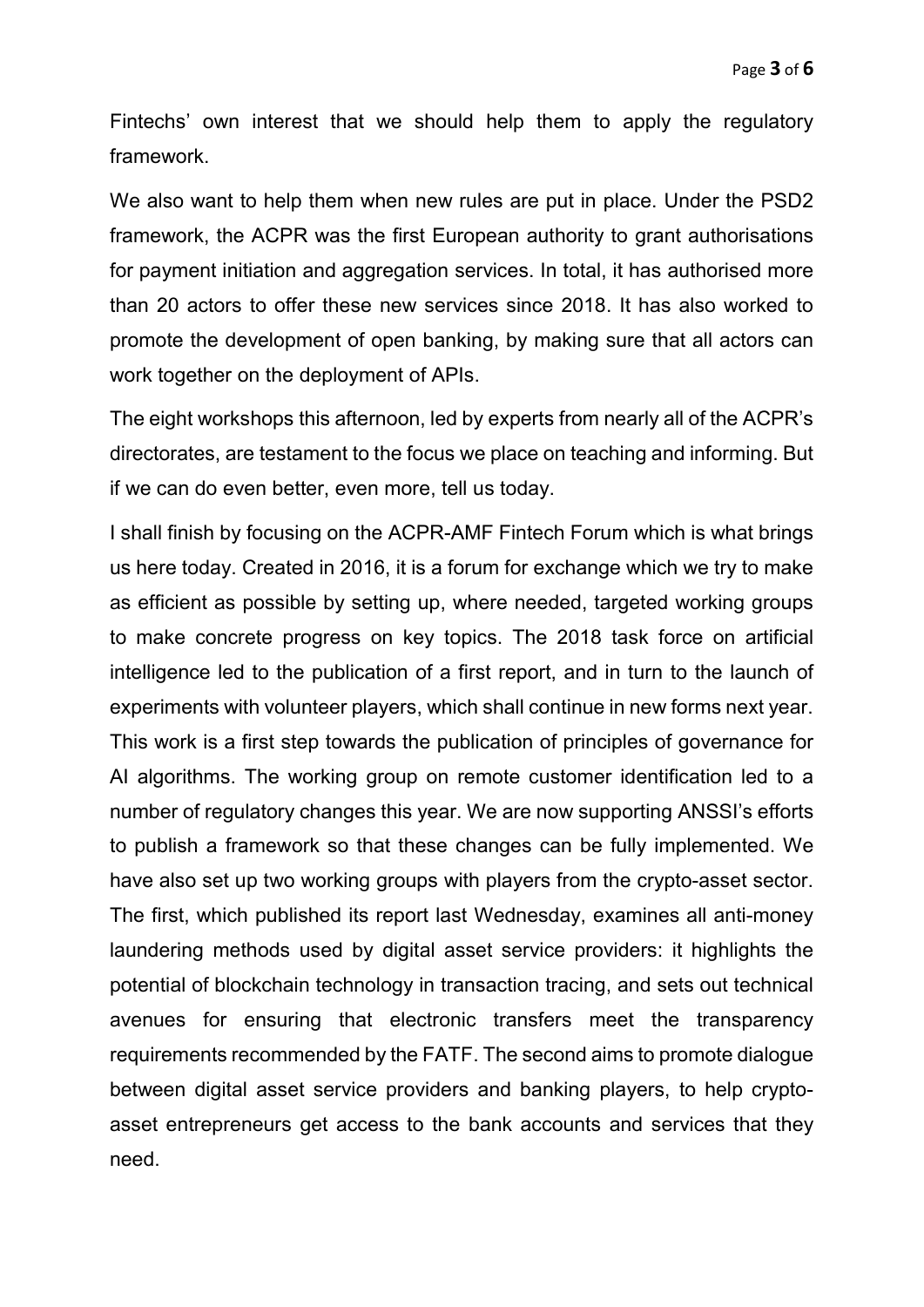Fintechs' own interest that we should help them to apply the regulatory framework.

We also want to help them when new rules are put in place. Under the PSD2 framework, the ACPR was the first European authority to grant authorisations for payment initiation and aggregation services. In total, it has authorised more than 20 actors to offer these new services since 2018. It has also worked to promote the development of open banking, by making sure that all actors can work together on the deployment of APIs.

The eight workshops this afternoon, led by experts from nearly all of the ACPR's directorates, are testament to the focus we place on teaching and informing. But if we can do even better, even more, tell us today.

I shall finish by focusing on the ACPR-AMF Fintech Forum which is what brings us here today. Created in 2016, it is a forum for exchange which we try to make as efficient as possible by setting up, where needed, targeted working groups to make concrete progress on key topics. The 2018 task force on artificial intelligence led to the publication of a first report, and in turn to the launch of experiments with volunteer players, which shall continue in new forms next year. This work is a first step towards the publication of principles of governance for AI algorithms. The working group on remote customer identification led to a number of regulatory changes this year. We are now supporting ANSSI's efforts to publish a framework so that these changes can be fully implemented. We have also set up two working groups with players from the crypto-asset sector. The first, which published its report last Wednesday, examines all anti-money laundering methods used by digital asset service providers: it highlights the potential of blockchain technology in transaction tracing, and sets out technical avenues for ensuring that electronic transfers meet the transparency requirements recommended by the FATF. The second aims to promote dialogue between digital asset service providers and banking players, to help crypto-asset entrepreneurs get access to the bank accounts and services that they need.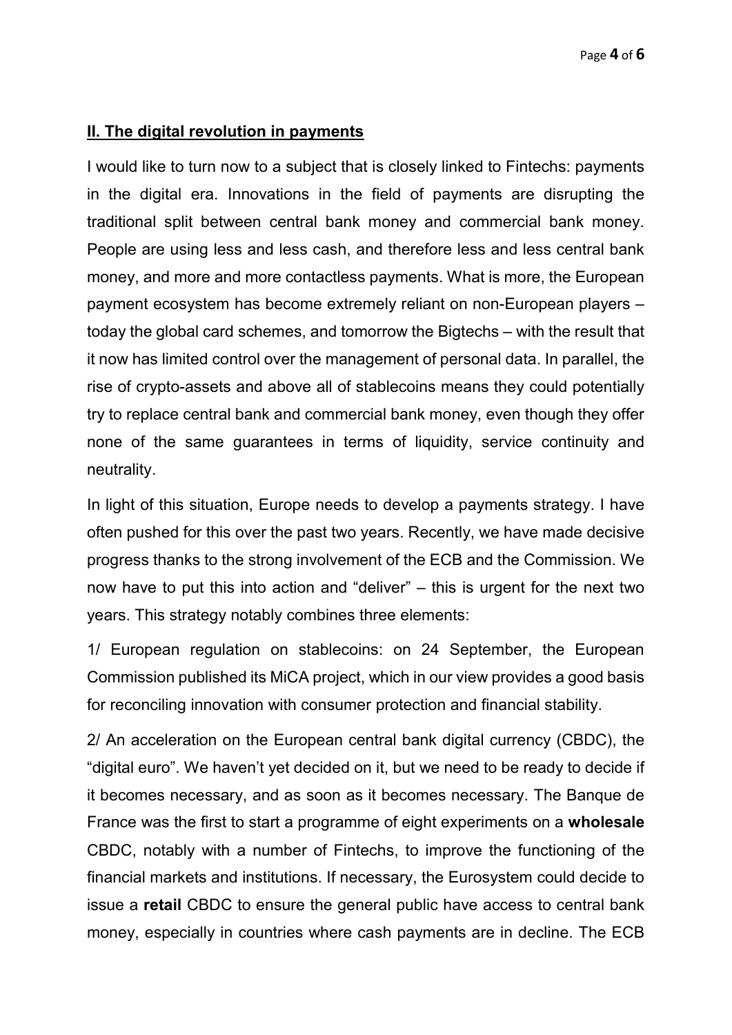## II. The digital revolution in payments

I would like to turn now to a subject that is closely linked to Fintechs: payments in the digital era. Innovations in the field of payments are disrupting the traditional split between central bank money and commercial bank money. People are using less and less cash, and therefore less and less central bank money, and more and more contactless payments. What is more, the European payment ecosystem has become extremely reliant on non-European players – today the global card schemes, and tomorrow the Bigtechs – with the result that it now has limited control over the management of personal data. In parallel, the rise of crypto-assets and above all of stablecoins means they could potentially try to replace central bank and commercial bank money, even though they offer none of the same guarantees in terms of liquidity, service continuity and neutrality.

In light of this situation, Europe needs to develop a payments strategy. I have often pushed for this over the past two years. Recently, we have made decisive progress thanks to the strong involvement of the ECB and the Commission. We now have to put this into action and "deliver" – this is urgent for the next two years. This strategy notably combines three elements:

1/ European regulation on stablecoins: on 24 September, the European Commission published its MiCA project, which in our view provides a good basis for reconciling innovation with consumer protection and financial stability.

2/ An acceleration on the European central bank digital currency (CBDC), the "digital euro". We haven't yet decided on it, but we need to be ready to decide if it becomes necessary, and as soon as it becomes necessary. The Banque de France was the first to start a programme of eight experiments on a **wholesale** CBDC, notably with a number of Fintechs, to improve the functioning of the financial markets and institutions. If necessary, the Eurosystem could decide to issue a **retail** CBDC to ensure the general public have access to central bank money, especially in countries where cash payments are in decline. The ECB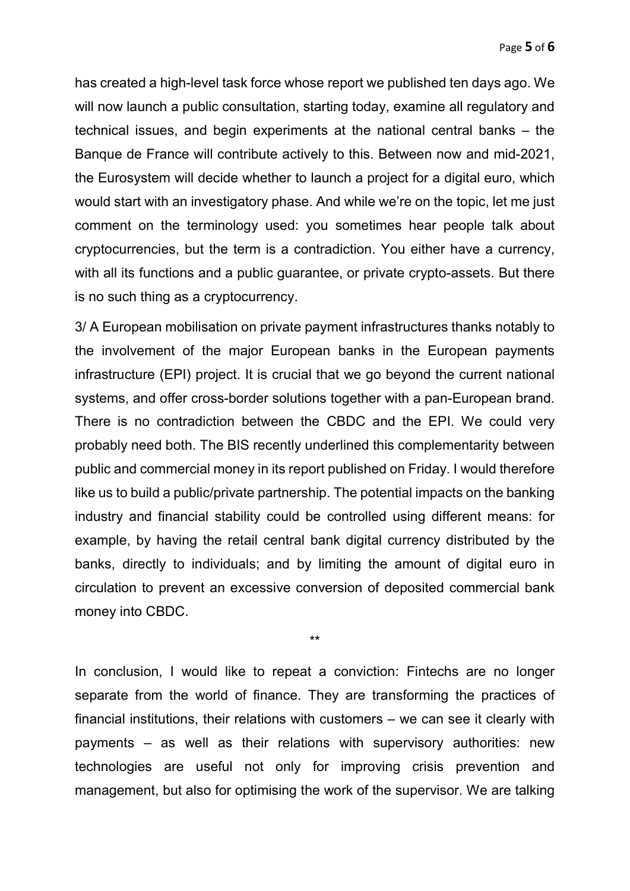has created a high-level task force whose report we published ten days ago. We will now launch a public consultation, starting today, examine all regulatory and technical issues, and begin experiments at the national central banks – the Banque de France will contribute actively to this. Between now and mid-2021, the Eurosystem will decide whether to launch a project for a digital euro, which would start with an investigatory phase. And while we're on the topic, let me just comment on the terminology used: you sometimes hear people talk about cryptocurrencies, but the term is a contradiction. You either have a currency, with all its functions and a public guarantee, or private crypto-assets. But there is no such thing as a cryptocurrency.

3/ A European mobilisation on private payment infrastructures thanks notably to the involvement of the major European banks in the European payments infrastructure (EPI) project. It is crucial that we go beyond the current national systems, and offer cross-border solutions together with a pan-European brand. There is no contradiction between the CBDC and the EPI. We could very probably need both. The BIS recently underlined this complementarity between public and commercial money in its report published on Friday. I would therefore like us to build a public/private partnership. The potential impacts on the banking industry and financial stability could be controlled using different means: for example, by having the retail central bank digital currency distributed by the banks, directly to individuals; and by limiting the amount of digital euro in circulation to prevent an excessive conversion of deposited commercial bank money into CBDC.

**

In conclusion, I would like to repeat a conviction: Fintechs are no longer separate from the world of finance. They are transforming the practices of financial institutions, their relations with customers – we can see it clearly with payments – as well as their relations with supervisory authorities: new technologies are useful not only for improving crisis prevention and management, but also for optimising the work of the supervisor. We are talking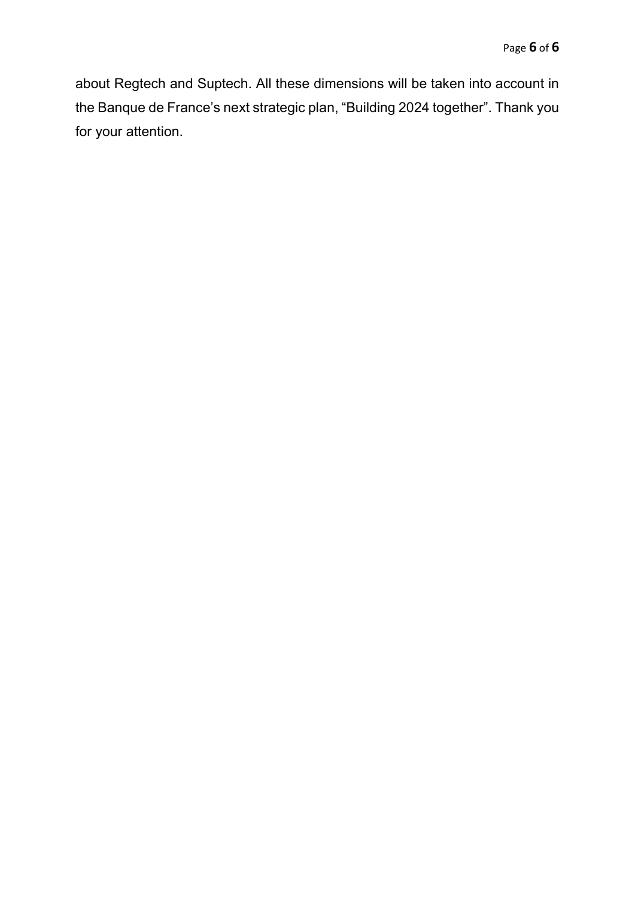about Regtech and Suptech. All these dimensions will be taken into account in the Banque de France's next strategic plan, "Building 2024 together". Thank you for your attention.